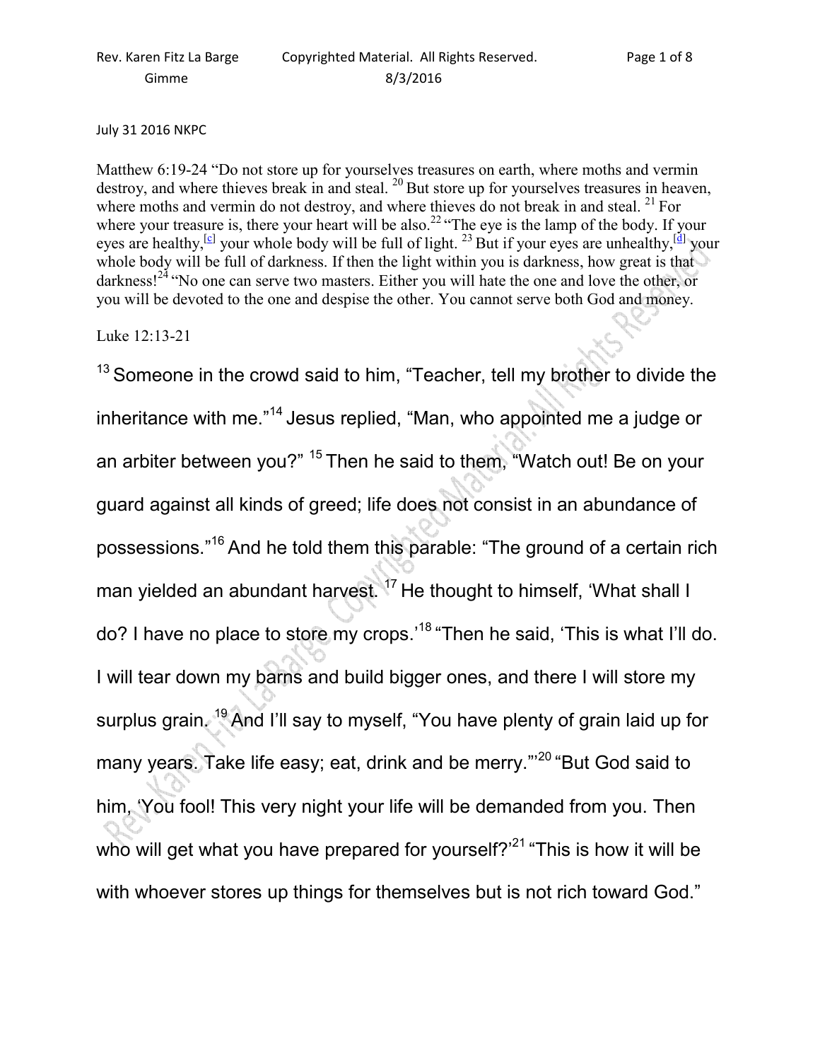July 31 2016 NKPC

Matthew 6:19-24 "Do not store up for yourselves treasures on earth, where moths and vermin destroy, and where thieves break in and steal. [20] But store up for yourselves treasures in heaven, where moths and vermin do not destroy, and where thieves do not break in and steal. [21] For where your treasure is, there your heart will be also.[22] "The eye is the lamp of the body. If your eyes are healthy,[c] your whole body will be full of light. [23] But if your eyes are unhealthy,[d] your whole body will be full of darkness. If then the light within you is darkness, how great is that darkness![24] "No one can serve two masters. Either you will hate the one and love the other, or you will be devoted to the one and despise the other. You cannot serve both God and money.

Luke 12:13-21

[13] Someone in the crowd said to him, "Teacher, tell my brother to divide the inheritance with me."[14] Jesus replied, "Man, who appointed me a judge or an arbiter between you?" [15] Then he said to them, "Watch out! Be on your guard against all kinds of greed; life does not consist in an abundance of possessions."[16] And he told them this parable: "The ground of a certain rich man yielded an abundant harvest. [17] He thought to himself, 'What shall I do? I have no place to store my crops.'[18] "Then he said, 'This is what I'll do. I will tear down my barns and build bigger ones, and there I will store my surplus grain. [19] And I'll say to myself, "You have plenty of grain laid up for many years. Take life easy; eat, drink and be merry."'[20] "But God said to him, 'You fool! This very night your life will be demanded from you. Then who will get what you have prepared for yourself?'[21] "This is how it will be with whoever stores up things for themselves but is not rich toward God."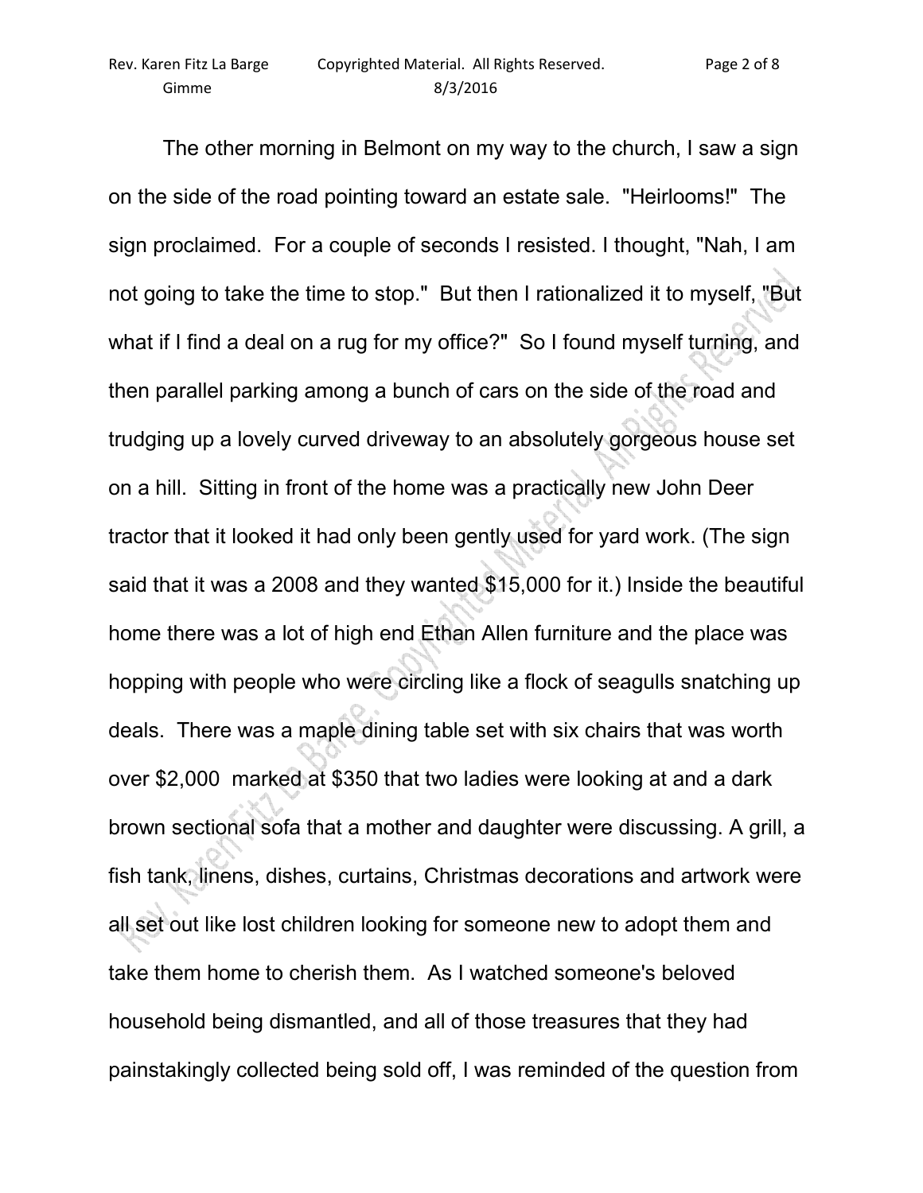The other morning in Belmont on my way to the church, I saw a sign on the side of the road pointing toward an estate sale. "Heirlooms!" The sign proclaimed. For a couple of seconds I resisted. I thought, "Nah, I am not going to take the time to stop." But then I rationalized it to myself, "But what if I find a deal on a rug for my office?" So I found myself turning, and then parallel parking among a bunch of cars on the side of the road and trudging up a lovely curved driveway to an absolutely gorgeous house set on a hill. Sitting in front of the home was a practically new John Deer tractor that it looked it had only been gently used for yard work. (The sign said that it was a 2008 and they wanted $15,000 for it.) Inside the beautiful home there was a lot of high end Ethan Allen furniture and the place was hopping with people who were circling like a flock of seagulls snatching up deals. There was a maple dining table set with six chairs that was worth over $2,000 marked at $350 that two ladies were looking at and a dark brown sectional sofa that a mother and daughter were discussing. A grill, a fish tank, linens, dishes, curtains, Christmas decorations and artwork were all set out like lost children looking for someone new to adopt them and take them home to cherish them. As I watched someone's beloved household being dismantled, and all of those treasures that they had painstakingly collected being sold off, I was reminded of the question from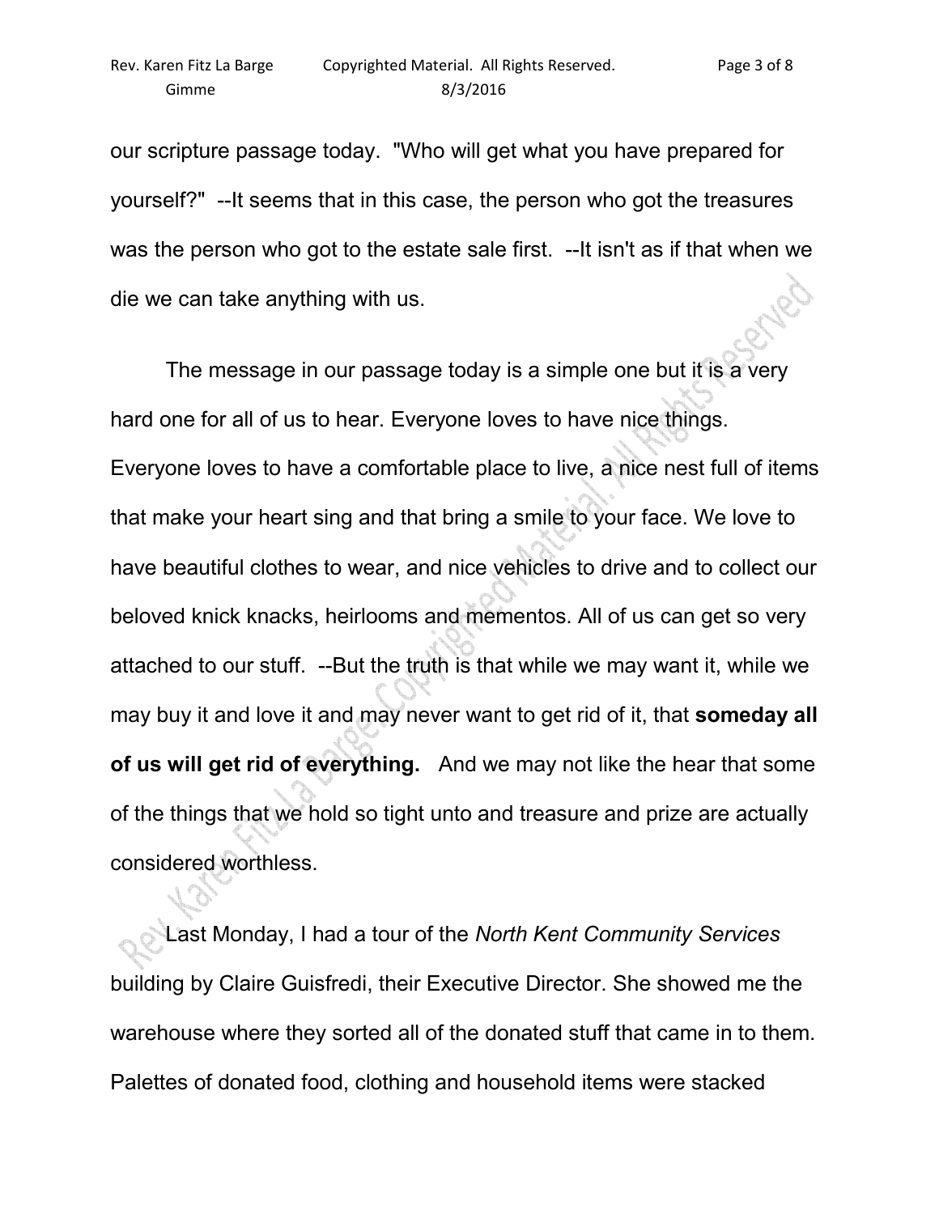our scripture passage today. "Who will get what you have prepared for yourself?" --It seems that in this case, the person who got the treasures was the person who got to the estate sale first. --It isn't as if that when we die we can take anything with us.

The message in our passage today is a simple one but it is a very hard one for all of us to hear. Everyone loves to have nice things. Everyone loves to have a comfortable place to live, a nice nest full of items that make your heart sing and that bring a smile to your face. We love to have beautiful clothes to wear, and nice vehicles to drive and to collect our beloved knick knacks, heirlooms and mementos. All of us can get so very attached to our stuff. --But the truth is that while we may want it, while we may buy it and love it and may never want to get rid of it, that **someday all of us will get rid of everything.** And we may not like the hear that some of the things that we hold so tight unto and treasure and prize are actually considered worthless.

Last Monday, I had a tour of the *North Kent Community Services* building by Claire Guisfredi, their Executive Director. She showed me the warehouse where they sorted all of the donated stuff that came in to them. Palettes of donated food, clothing and household items were stacked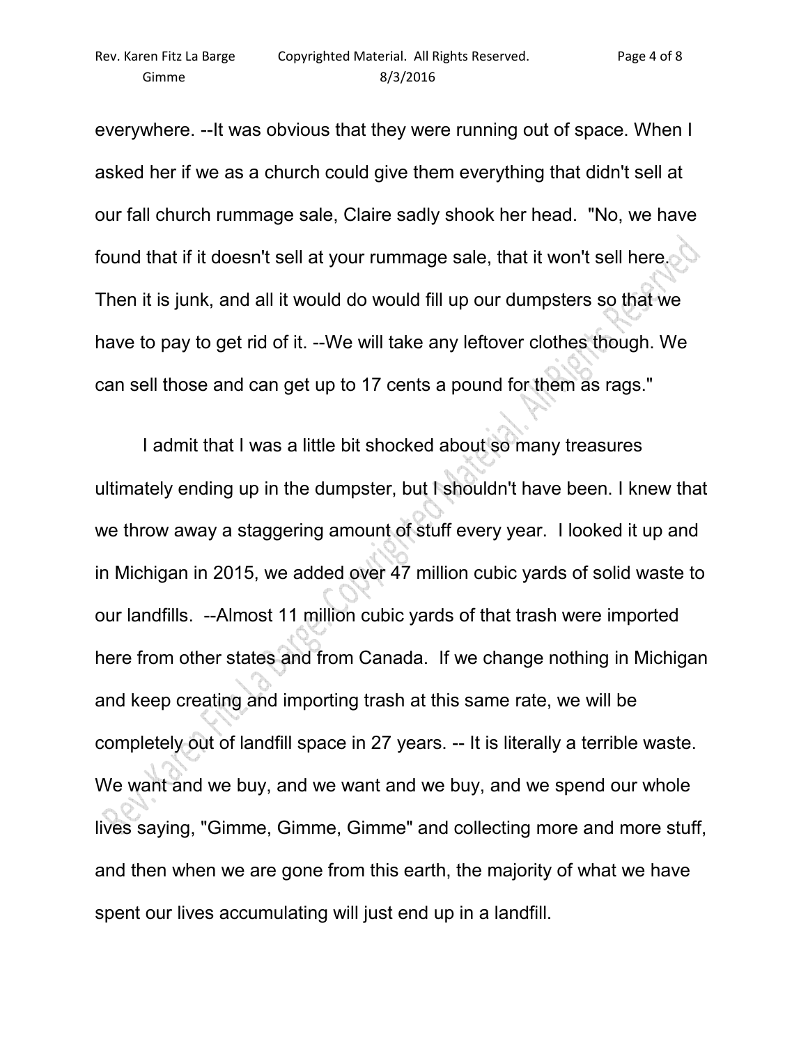everywhere. --It was obvious that they were running out of space. When I asked her if we as a church could give them everything that didn't sell at our fall church rummage sale, Claire sadly shook her head. "No, we have found that if it doesn't sell at your rummage sale, that it won't sell here. Then it is junk, and all it would do would fill up our dumpsters so that we have to pay to get rid of it. --We will take any leftover clothes though. We can sell those and can get up to 17 cents a pound for them as rags."

I admit that I was a little bit shocked about so many treasures ultimately ending up in the dumpster, but I shouldn't have been. I knew that we throw away a staggering amount of stuff every year. I looked it up and in Michigan in 2015, we added over 47 million cubic yards of solid waste to our landfills. --Almost 11 million cubic yards of that trash were imported here from other states and from Canada. If we change nothing in Michigan and keep creating and importing trash at this same rate, we will be completely out of landfill space in 27 years. -- It is literally a terrible waste. We want and we buy, and we want and we buy, and we spend our whole lives saying, "Gimme, Gimme, Gimme" and collecting more and more stuff, and then when we are gone from this earth, the majority of what we have spent our lives accumulating will just end up in a landfill.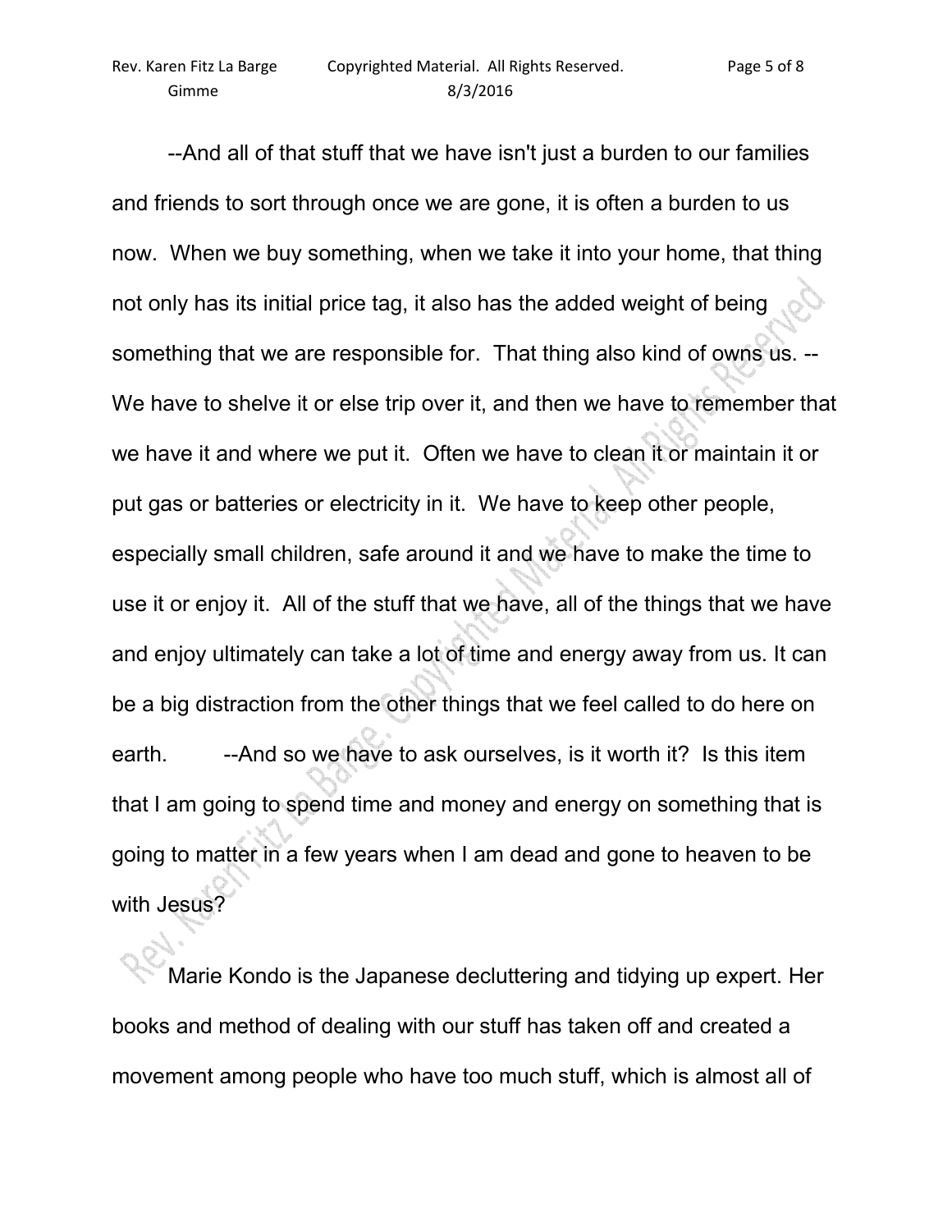--And all of that stuff that we have isn't just a burden to our families and friends to sort through once we are gone, it is often a burden to us now. When we buy something, when we take it into your home, that thing not only has its initial price tag, it also has the added weight of being something that we are responsible for. That thing also kind of owns us. --We have to shelve it or else trip over it, and then we have to remember that we have it and where we put it. Often we have to clean it or maintain it or put gas or batteries or electricity in it. We have to keep other people, especially small children, safe around it and we have to make the time to use it or enjoy it. All of the stuff that we have, all of the things that we have and enjoy ultimately can take a lot of time and energy away from us. It can be a big distraction from the other things that we feel called to do here on earth. --And so we have to ask ourselves, is it worth it? Is this item that I am going to spend time and money and energy on something that is going to matter in a few years when I am dead and gone to heaven to be with Jesus?

Marie Kondo is the Japanese decluttering and tidying up expert. Her books and method of dealing with our stuff has taken off and created a movement among people who have too much stuff, which is almost all of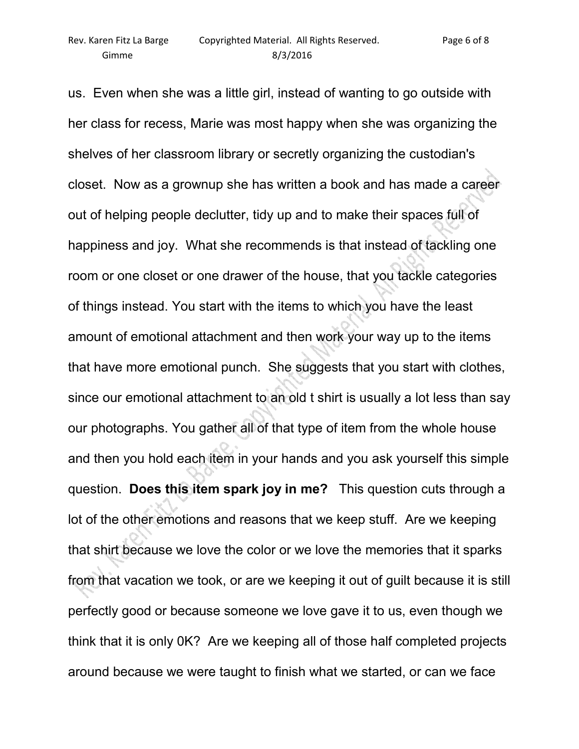us. Even when she was a little girl, instead of wanting to go outside with her class for recess, Marie was most happy when she was organizing the shelves of her classroom library or secretly organizing the custodian's closet. Now as a grownup she has written a book and has made a career out of helping people declutter, tidy up and to make their spaces full of happiness and joy. What she recommends is that instead of tackling one room or one closet or one drawer of the house, that you tackle categories of things instead. You start with the items to which you have the least amount of emotional attachment and then work your way up to the items that have more emotional punch. She suggests that you start with clothes, since our emotional attachment to an old t shirt is usually a lot less than say our photographs. You gather all of that type of item from the whole house and then you hold each item in your hands and you ask yourself this simple question. **Does this item spark joy in me?** This question cuts through a lot of the other emotions and reasons that we keep stuff. Are we keeping that shirt because we love the color or we love the memories that it sparks from that vacation we took, or are we keeping it out of guilt because it is still perfectly good or because someone we love gave it to us, even though we think that it is only 0K? Are we keeping all of those half completed projects around because we were taught to finish what we started, or can we face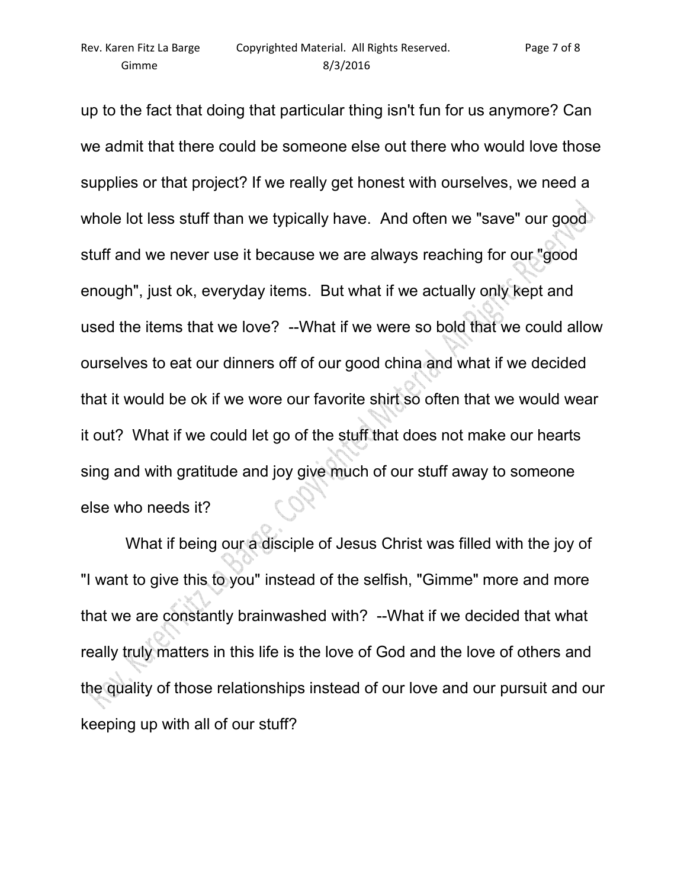up to the fact that doing that particular thing isn't fun for us anymore? Can we admit that there could be someone else out there who would love those supplies or that project? If we really get honest with ourselves, we need a whole lot less stuff than we typically have. And often we "save" our good stuff and we never use it because we are always reaching for our "good enough", just ok, everyday items. But what if we actually only kept and used the items that we love? --What if we were so bold that we could allow ourselves to eat our dinners off of our good china and what if we decided that it would be ok if we wore our favorite shirt so often that we would wear it out? What if we could let go of the stuff that does not make our hearts sing and with gratitude and joy give much of our stuff away to someone else who needs it?

What if being our a disciple of Jesus Christ was filled with the joy of "I want to give this to you" instead of the selfish, "Gimme" more and more that we are constantly brainwashed with? --What if we decided that what really truly matters in this life is the love of God and the love of others and the quality of those relationships instead of our love and our pursuit and our keeping up with all of our stuff?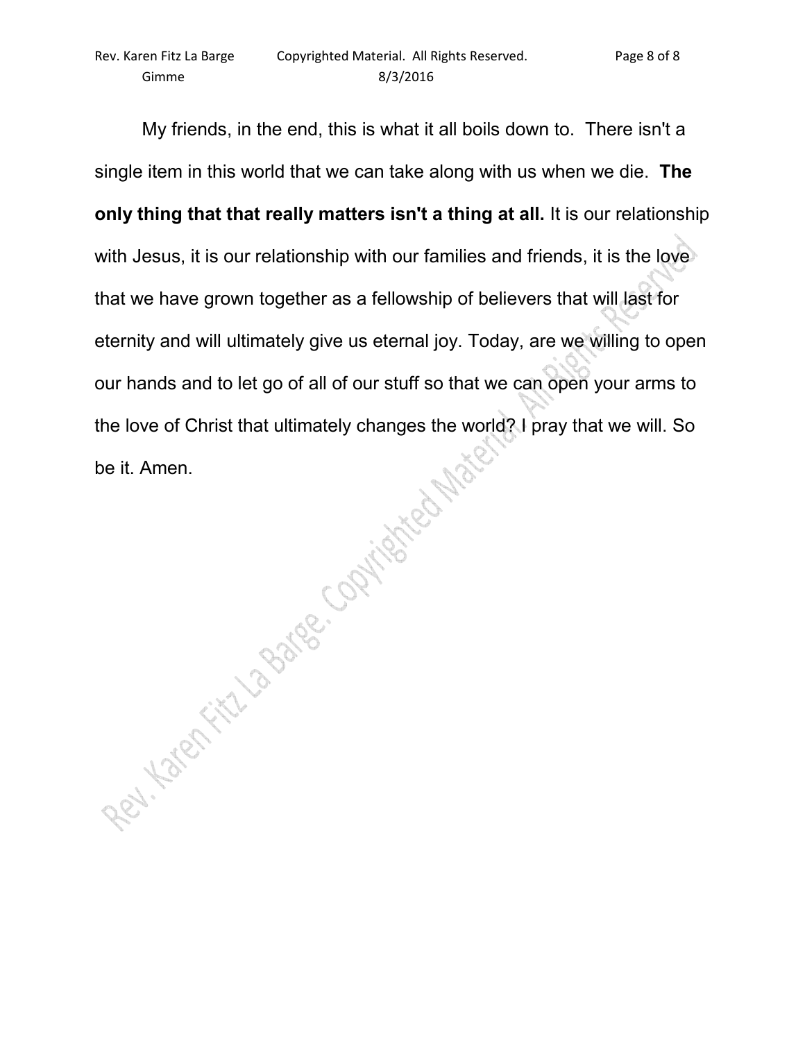My friends, in the end, this is what it all boils down to. There isn't a single item in this world that we can take along with us when we die. **The only thing that that really matters isn't a thing at all.** It is our relationship with Jesus, it is our relationship with our families and friends, it is the love that we have grown together as a fellowship of believers that will last for eternity and will ultimately give us eternal joy. Today, are we willing to open our hands and to let go of all of our stuff so that we can open your arms to the love of Christ that ultimately changes the world? I pray that we will. So be it. Amen.